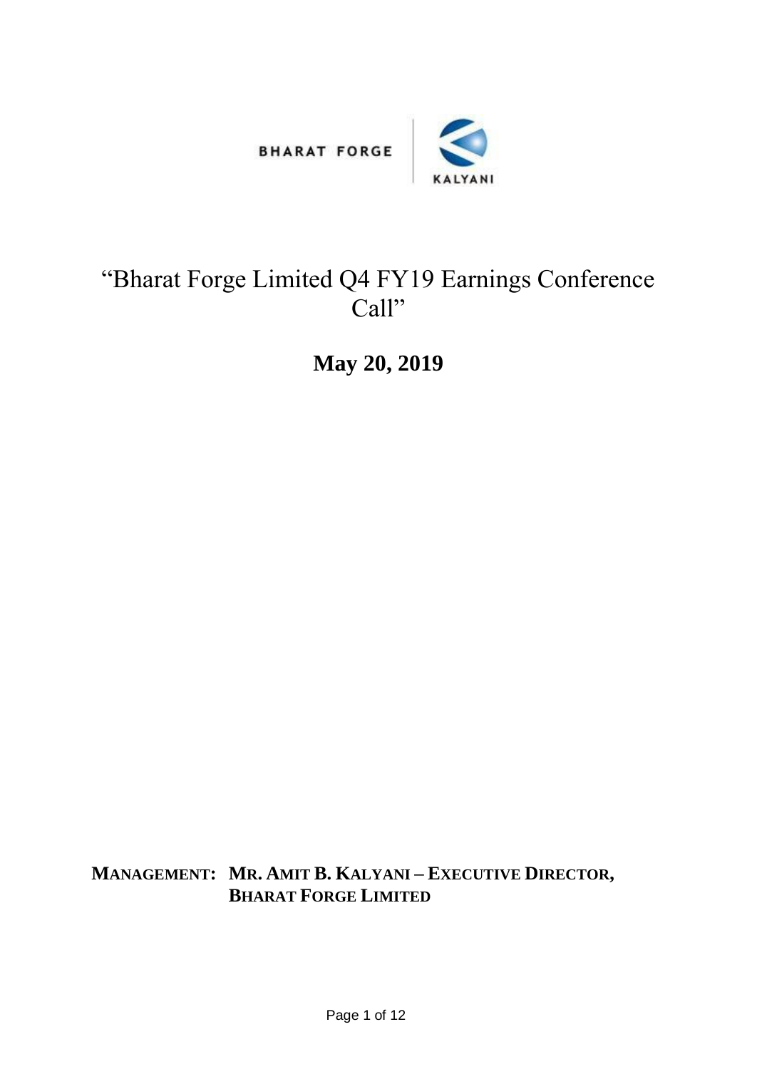BHARAT FORGE | KALYANI

# "Bharat Forge Limited Q4 FY19 Earnings Conference Call"

## May 20, 2019

**MANAGEMENT: MR. AMIT B. KALYANI – EXECUTIVE DIRECTOR, BHARAT FORGE LIMITED**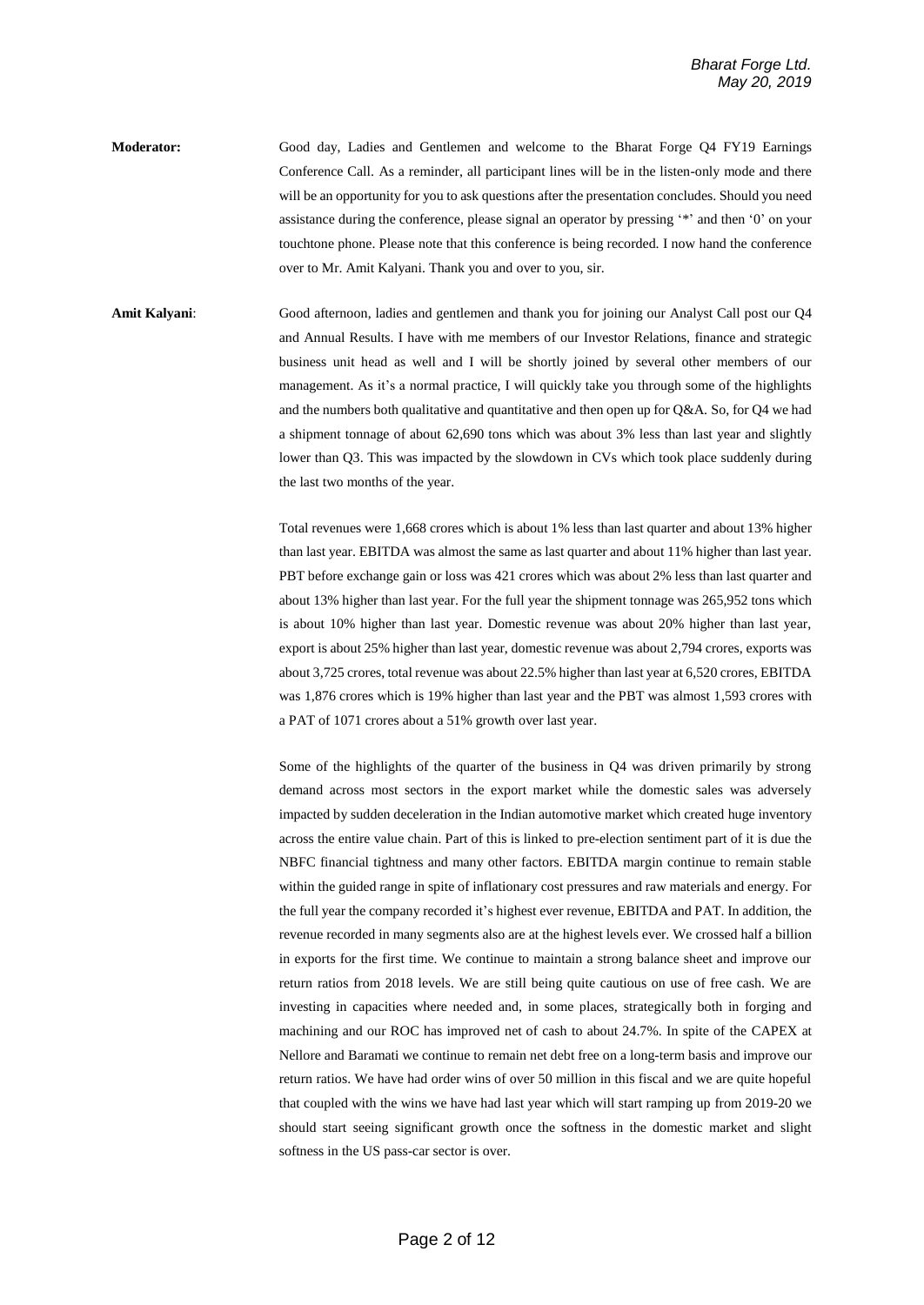**Moderator:** Good day, Ladies and Gentlemen and welcome to the Bharat Forge Q4 FY19 Earnings Conference Call. As a reminder, all participant lines will be in the listen-only mode and there will be an opportunity for you to ask questions after the presentation concludes. Should you need assistance during the conference, please signal an operator by pressing '*' and then '0' on your touchtone phone. Please note that this conference is being recorded. I now hand the conference over to Mr. Amit Kalyani. Thank you and over to you, sir.

**Amit Kalyani**: Good afternoon, ladies and gentlemen and thank you for joining our Analyst Call post our Q4 and Annual Results. I have with me members of our Investor Relations, finance and strategic business unit head as well and I will be shortly joined by several other members of our management. As it's a normal practice, I will quickly take you through some of the highlights and the numbers both qualitative and quantitative and then open up for Q&A. So, for Q4 we had a shipment tonnage of about 62,690 tons which was about 3% less than last year and slightly lower than Q3. This was impacted by the slowdown in CVs which took place suddenly during the last two months of the year.

Total revenues were 1,668 crores which is about 1% less than last quarter and about 13% higher than last year. EBITDA was almost the same as last quarter and about 11% higher than last year. PBT before exchange gain or loss was 421 crores which was about 2% less than last quarter and about 13% higher than last year. For the full year the shipment tonnage was 265,952 tons which is about 10% higher than last year. Domestic revenue was about 20% higher than last year, export is about 25% higher than last year, domestic revenue was about 2,794 crores, exports was about 3,725 crores, total revenue was about 22.5% higher than last year at 6,520 crores, EBITDA was 1,876 crores which is 19% higher than last year and the PBT was almost 1,593 crores with a PAT of 1071 crores about a 51% growth over last year.

Some of the highlights of the quarter of the business in Q4 was driven primarily by strong demand across most sectors in the export market while the domestic sales was adversely impacted by sudden deceleration in the Indian automotive market which created huge inventory across the entire value chain. Part of this is linked to pre-election sentiment part of it is due the NBFC financial tightness and many other factors. EBITDA margin continue to remain stable within the guided range in spite of inflationary cost pressures and raw materials and energy. For the full year the company recorded it's highest ever revenue, EBITDA and PAT. In addition, the revenue recorded in many segments also are at the highest levels ever. We crossed half a billion in exports for the first time. We continue to maintain a strong balance sheet and improve our return ratios from 2018 levels. We are still being quite cautious on use of free cash. We are investing in capacities where needed and, in some places, strategically both in forging and machining and our ROC has improved net of cash to about 24.7%. In spite of the CAPEX at Nellore and Baramati we continue to remain net debt free on a long-term basis and improve our return ratios. We have had order wins of over 50 million in this fiscal and we are quite hopeful that coupled with the wins we have had last year which will start ramping up from 2019-20 we should start seeing significant growth once the softness in the domestic market and slight softness in the US pass-car sector is over.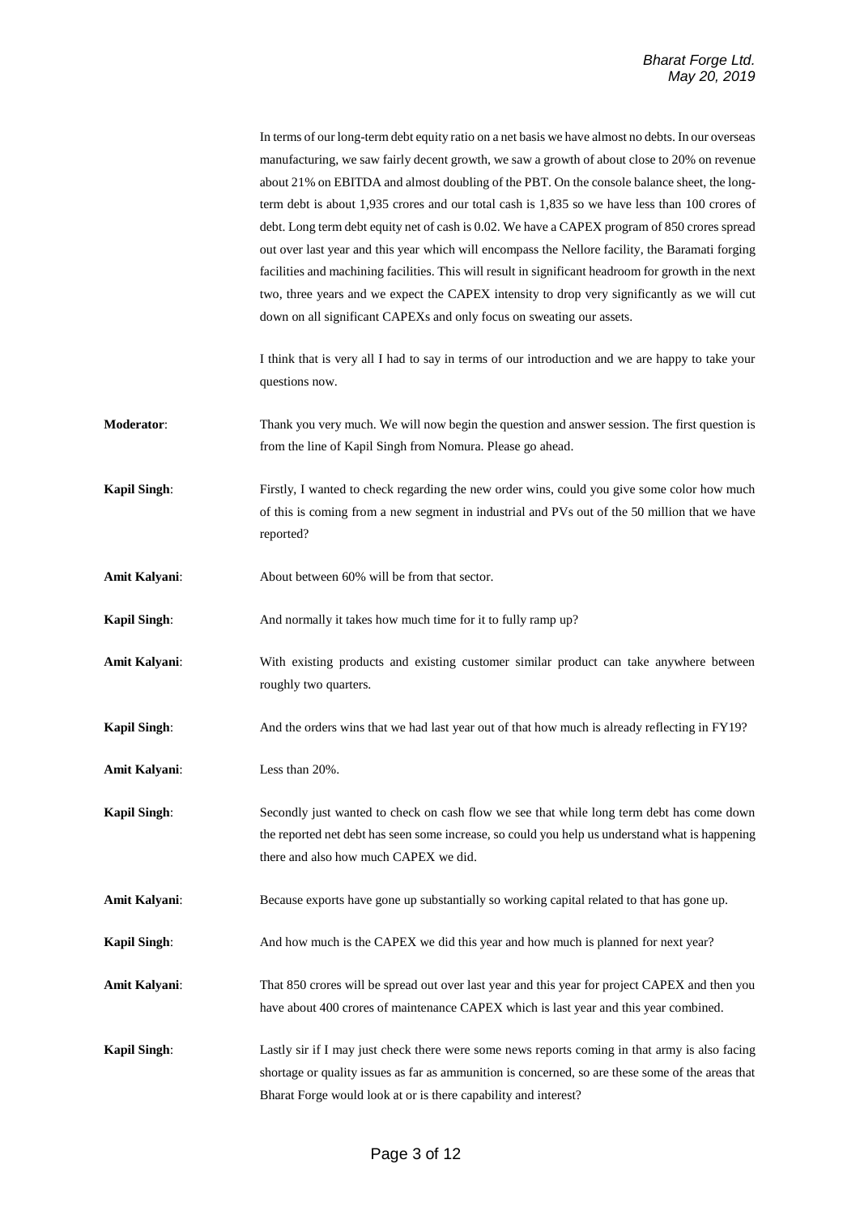In terms of our long-term debt equity ratio on a net basis we have almost no debts. In our overseas manufacturing, we saw fairly decent growth, we saw a growth of about close to 20% on revenue about 21% on EBITDA and almost doubling of the PBT. On the console balance sheet, the long-term debt is about 1,935 crores and our total cash is 1,835 so we have less than 100 crores of debt. Long term debt equity net of cash is 0.02. We have a CAPEX program of 850 crores spread out over last year and this year which will encompass the Nellore facility, the Baramati forging facilities and machining facilities. This will result in significant headroom for growth in the next two, three years and we expect the CAPEX intensity to drop very significantly as we will cut down on all significant CAPEXs and only focus on sweating our assets.

I think that is very all I had to say in terms of our introduction and we are happy to take your questions now.

**Moderator**: Thank you very much. We will now begin the question and answer session. The first question is from the line of Kapil Singh from Nomura. Please go ahead.

**Kapil Singh**: Firstly, I wanted to check regarding the new order wins, could you give some color how much of this is coming from a new segment in industrial and PVs out of the 50 million that we have reported?

**Amit Kalyani**: About between 60% will be from that sector.

**Kapil Singh**: And normally it takes how much time for it to fully ramp up?

**Amit Kalyani**: With existing products and existing customer similar product can take anywhere between roughly two quarters.

**Kapil Singh**: And the orders wins that we had last year out of that how much is already reflecting in FY19?

**Amit Kalyani**: Less than 20%.

**Kapil Singh**: Secondly just wanted to check on cash flow we see that while long term debt has come down the reported net debt has seen some increase, so could you help us understand what is happening there and also how much CAPEX we did.

**Amit Kalyani**: Because exports have gone up substantially so working capital related to that has gone up.

**Kapil Singh**: And how much is the CAPEX we did this year and how much is planned for next year?

**Amit Kalyani**: That 850 crores will be spread out over last year and this year for project CAPEX and then you have about 400 crores of maintenance CAPEX which is last year and this year combined.

**Kapil Singh**: Lastly sir if I may just check there were some news reports coming in that army is also facing shortage or quality issues as far as ammunition is concerned, so are these some of the areas that Bharat Forge would look at or is there capability and interest?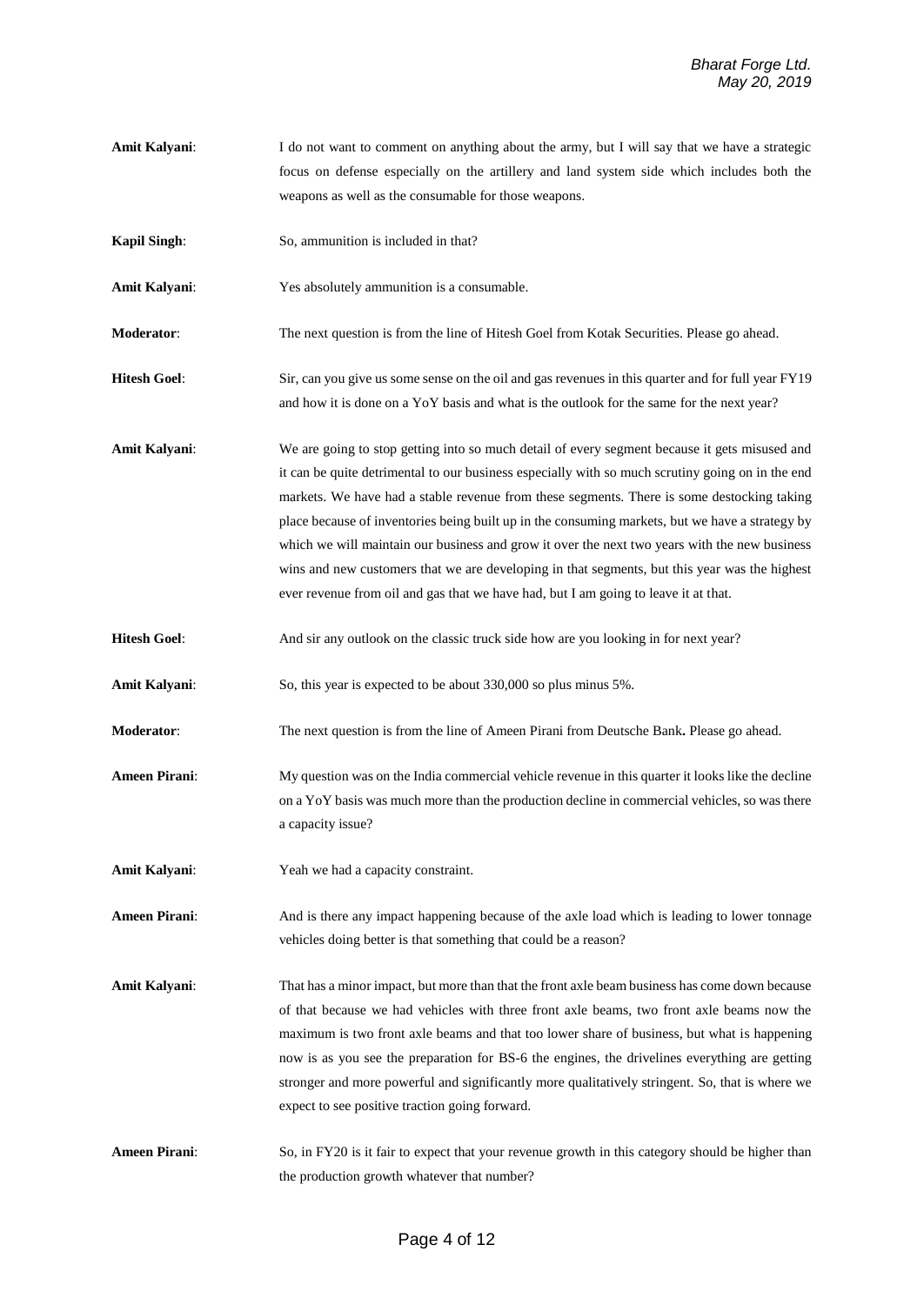**Amit Kalyani**: I do not want to comment on anything about the army, but I will say that we have a strategic focus on defense especially on the artillery and land system side which includes both the weapons as well as the consumable for those weapons.

**Kapil Singh**: So, ammunition is included in that?

**Amit Kalyani**: Yes absolutely ammunition is a consumable.

**Moderator**: The next question is from the line of Hitesh Goel from Kotak Securities. Please go ahead.

**Hitesh Goel**: Sir, can you give us some sense on the oil and gas revenues in this quarter and for full year FY19 and how it is done on a YoY basis and what is the outlook for the same for the next year?

**Amit Kalyani**: We are going to stop getting into so much detail of every segment because it gets misused and it can be quite detrimental to our business especially with so much scrutiny going on in the end markets. We have had a stable revenue from these segments. There is some destocking taking place because of inventories being built up in the consuming markets, but we have a strategy by which we will maintain our business and grow it over the next two years with the new business wins and new customers that we are developing in that segments, but this year was the highest ever revenue from oil and gas that we have had, but I am going to leave it at that.

**Hitesh Goel**: And sir any outlook on the classic truck side how are you looking in for next year?

**Amit Kalyani**: So, this year is expected to be about 330,000 so plus minus 5%.

**Moderator**: The next question is from the line of Ameen Pirani from Deutsche Bank**.** Please go ahead.

**Ameen Pirani**: My question was on the India commercial vehicle revenue in this quarter it looks like the decline on a YoY basis was much more than the production decline in commercial vehicles, so was there a capacity issue?

**Amit Kalyani**: Yeah we had a capacity constraint.

**Ameen Pirani**: And is there any impact happening because of the axle load which is leading to lower tonnage vehicles doing better is that something that could be a reason?

**Amit Kalyani**: That has a minor impact, but more than that the front axle beam business has come down because of that because we had vehicles with three front axle beams, two front axle beams now the maximum is two front axle beams and that too lower share of business, but what is happening now is as you see the preparation for BS-6 the engines, the drivelines everything are getting stronger and more powerful and significantly more qualitatively stringent. So, that is where we expect to see positive traction going forward.

**Ameen Pirani**: So, in FY20 is it fair to expect that your revenue growth in this category should be higher than the production growth whatever that number?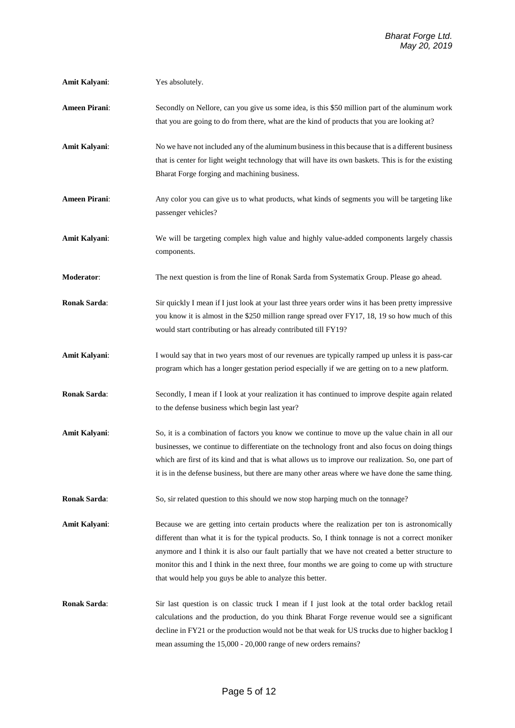**Amit Kalyani**: Yes absolutely.

**Ameen Pirani**: Secondly on Nellore, can you give us some idea, is this $50 million part of the aluminum work that you are going to do from there, what are the kind of products that you are looking at?

**Amit Kalyani**: No we have not included any of the aluminum business in this because that is a different business that is center for light weight technology that will have its own baskets. This is for the existing Bharat Forge forging and machining business.

**Ameen Pirani**: Any color you can give us to what products, what kinds of segments you will be targeting like passenger vehicles?

**Amit Kalyani**: We will be targeting complex high value and highly value-added components largely chassis components.

**Moderator**: The next question is from the line of Ronak Sarda from Systematix Group. Please go ahead.

**Ronak Sarda**: Sir quickly I mean if I just look at your last three years order wins it has been pretty impressive you know it is almost in the $250 million range spread over FY17, 18, 19 so how much of this would start contributing or has already contributed till FY19?

**Amit Kalyani**: I would say that in two years most of our revenues are typically ramped up unless it is pass-car program which has a longer gestation period especially if we are getting on to a new platform.

**Ronak Sarda**: Secondly, I mean if I look at your realization it has continued to improve despite again related to the defense business which begin last year?

**Amit Kalyani**: So, it is a combination of factors you know we continue to move up the value chain in all our businesses, we continue to differentiate on the technology front and also focus on doing things which are first of its kind and that is what allows us to improve our realization. So, one part of it is in the defense business, but there are many other areas where we have done the same thing.

**Ronak Sarda**: So, sir related question to this should we now stop harping much on the tonnage?

**Amit Kalyani**: Because we are getting into certain products where the realization per ton is astronomically different than what it is for the typical products. So, I think tonnage is not a correct moniker anymore and I think it is also our fault partially that we have not created a better structure to monitor this and I think in the next three, four months we are going to come up with structure that would help you guys be able to analyze this better.

**Ronak Sarda**: Sir last question is on classic truck I mean if I just look at the total order backlog retail calculations and the production, do you think Bharat Forge revenue would see a significant decline in FY21 or the production would not be that weak for US trucks due to higher backlog I mean assuming the 15,000 - 20,000 range of new orders remains?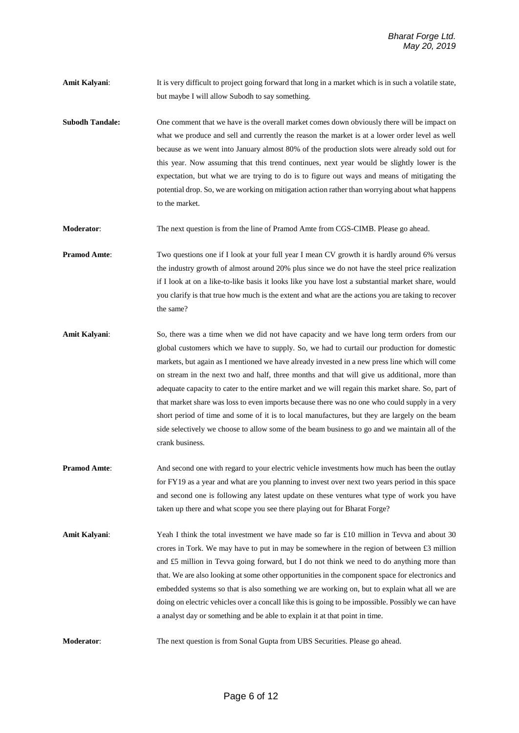**Amit Kalyani**: It is very difficult to project going forward that long in a market which is in such a volatile state, but maybe I will allow Subodh to say something.

**Subodh Tandale:** One comment that we have is the overall market comes down obviously there will be impact on what we produce and sell and currently the reason the market is at a lower order level as well because as we went into January almost 80% of the production slots were already sold out for this year. Now assuming that this trend continues, next year would be slightly lower is the expectation, but what we are trying to do is to figure out ways and means of mitigating the potential drop. So, we are working on mitigation action rather than worrying about what happens to the market.

**Moderator**: The next question is from the line of Pramod Amte from CGS-CIMB. Please go ahead.

**Pramod Amte**: Two questions one if I look at your full year I mean CV growth it is hardly around 6% versus the industry growth of almost around 20% plus since we do not have the steel price realization if I look at on a like-to-like basis it looks like you have lost a substantial market share, would you clarify is that true how much is the extent and what are the actions you are taking to recover the same?

**Amit Kalyani**: So, there was a time when we did not have capacity and we have long term orders from our global customers which we have to supply. So, we had to curtail our production for domestic markets, but again as I mentioned we have already invested in a new press line which will come on stream in the next two and half, three months and that will give us additional, more than adequate capacity to cater to the entire market and we will regain this market share. So, part of that market share was loss to even imports because there was no one who could supply in a very short period of time and some of it is to local manufactures, but they are largely on the beam side selectively we choose to allow some of the beam business to go and we maintain all of the crank business.

**Pramod Amte**: And second one with regard to your electric vehicle investments how much has been the outlay for FY19 as a year and what are you planning to invest over next two years period in this space and second one is following any latest update on these ventures what type of work you have taken up there and what scope you see there playing out for Bharat Forge?

**Amit Kalyani**: Yeah I think the total investment we have made so far is £10 million in Tevva and about 30 crores in Tork. We may have to put in may be somewhere in the region of between £3 million and £5 million in Tevva going forward, but I do not think we need to do anything more than that. We are also looking at some other opportunities in the component space for electronics and embedded systems so that is also something we are working on, but to explain what all we are doing on electric vehicles over a concall like this is going to be impossible. Possibly we can have a analyst day or something and be able to explain it at that point in time.

**Moderator**: The next question is from Sonal Gupta from UBS Securities. Please go ahead.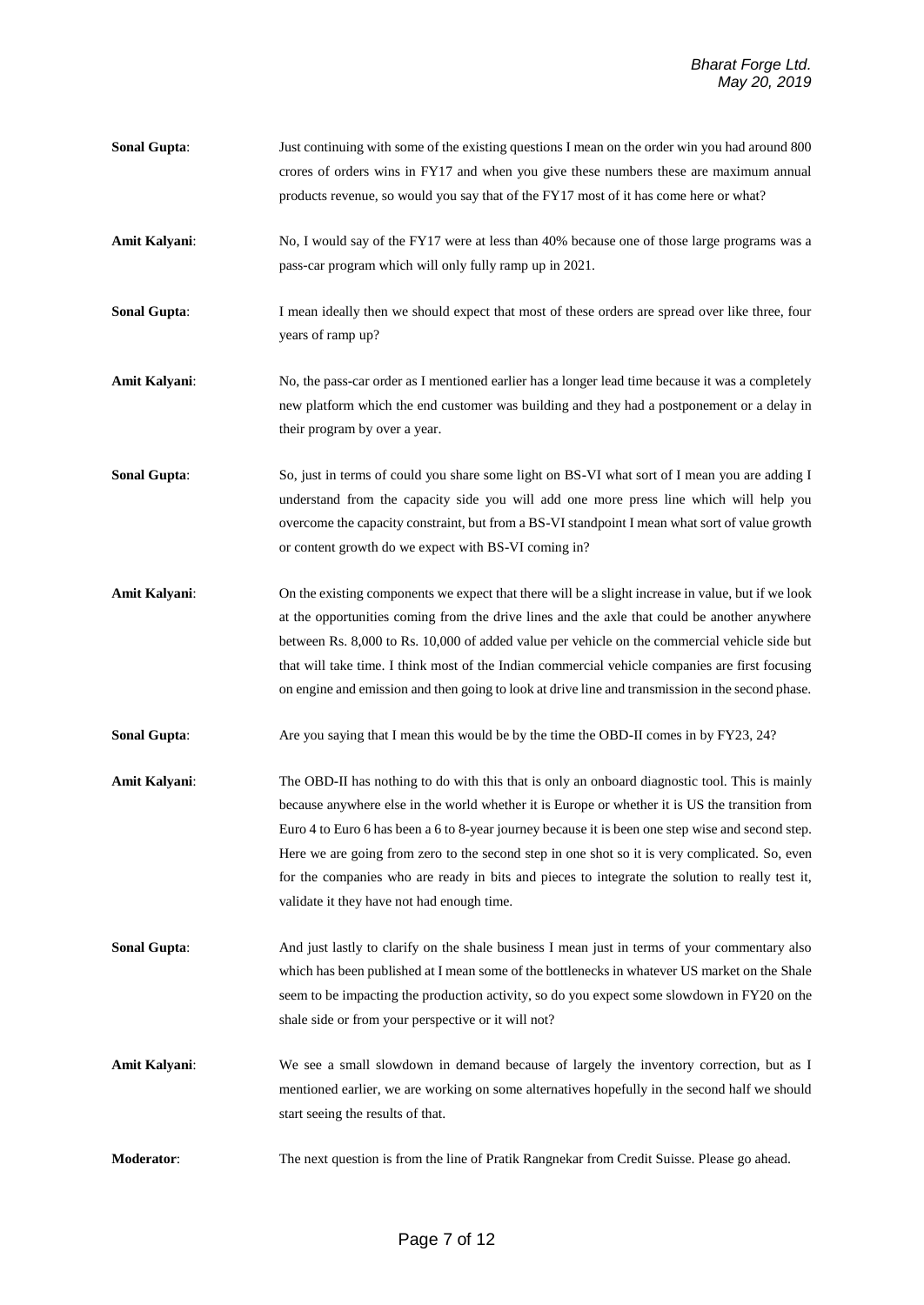**Sonal Gupta**: Just continuing with some of the existing questions I mean on the order win you had around 800 crores of orders wins in FY17 and when you give these numbers these are maximum annual products revenue, so would you say that of the FY17 most of it has come here or what?

**Amit Kalyani**: No, I would say of the FY17 were at less than 40% because one of those large programs was a pass-car program which will only fully ramp up in 2021.

**Sonal Gupta**: I mean ideally then we should expect that most of these orders are spread over like three, four years of ramp up?

**Amit Kalyani**: No, the pass-car order as I mentioned earlier has a longer lead time because it was a completely new platform which the end customer was building and they had a postponement or a delay in their program by over a year.

**Sonal Gupta**: So, just in terms of could you share some light on BS-VI what sort of I mean you are adding I understand from the capacity side you will add one more press line which will help you overcome the capacity constraint, but from a BS-VI standpoint I mean what sort of value growth or content growth do we expect with BS-VI coming in?

**Amit Kalyani**: On the existing components we expect that there will be a slight increase in value, but if we look at the opportunities coming from the drive lines and the axle that could be another anywhere between Rs. 8,000 to Rs. 10,000 of added value per vehicle on the commercial vehicle side but that will take time. I think most of the Indian commercial vehicle companies are first focusing on engine and emission and then going to look at drive line and transmission in the second phase.

**Sonal Gupta**: Are you saying that I mean this would be by the time the OBD-II comes in by FY23, 24?

**Amit Kalyani**: The OBD-II has nothing to do with this that is only an onboard diagnostic tool. This is mainly because anywhere else in the world whether it is Europe or whether it is US the transition from Euro 4 to Euro 6 has been a 6 to 8-year journey because it is been one step wise and second step. Here we are going from zero to the second step in one shot so it is very complicated. So, even for the companies who are ready in bits and pieces to integrate the solution to really test it, validate it they have not had enough time.

**Sonal Gupta**: And just lastly to clarify on the shale business I mean just in terms of your commentary also which has been published at I mean some of the bottlenecks in whatever US market on the Shale seem to be impacting the production activity, so do you expect some slowdown in FY20 on the shale side or from your perspective or it will not?

**Amit Kalyani**: We see a small slowdown in demand because of largely the inventory correction, but as I mentioned earlier, we are working on some alternatives hopefully in the second half we should start seeing the results of that.

**Moderator**: The next question is from the line of Pratik Rangnekar from Credit Suisse. Please go ahead.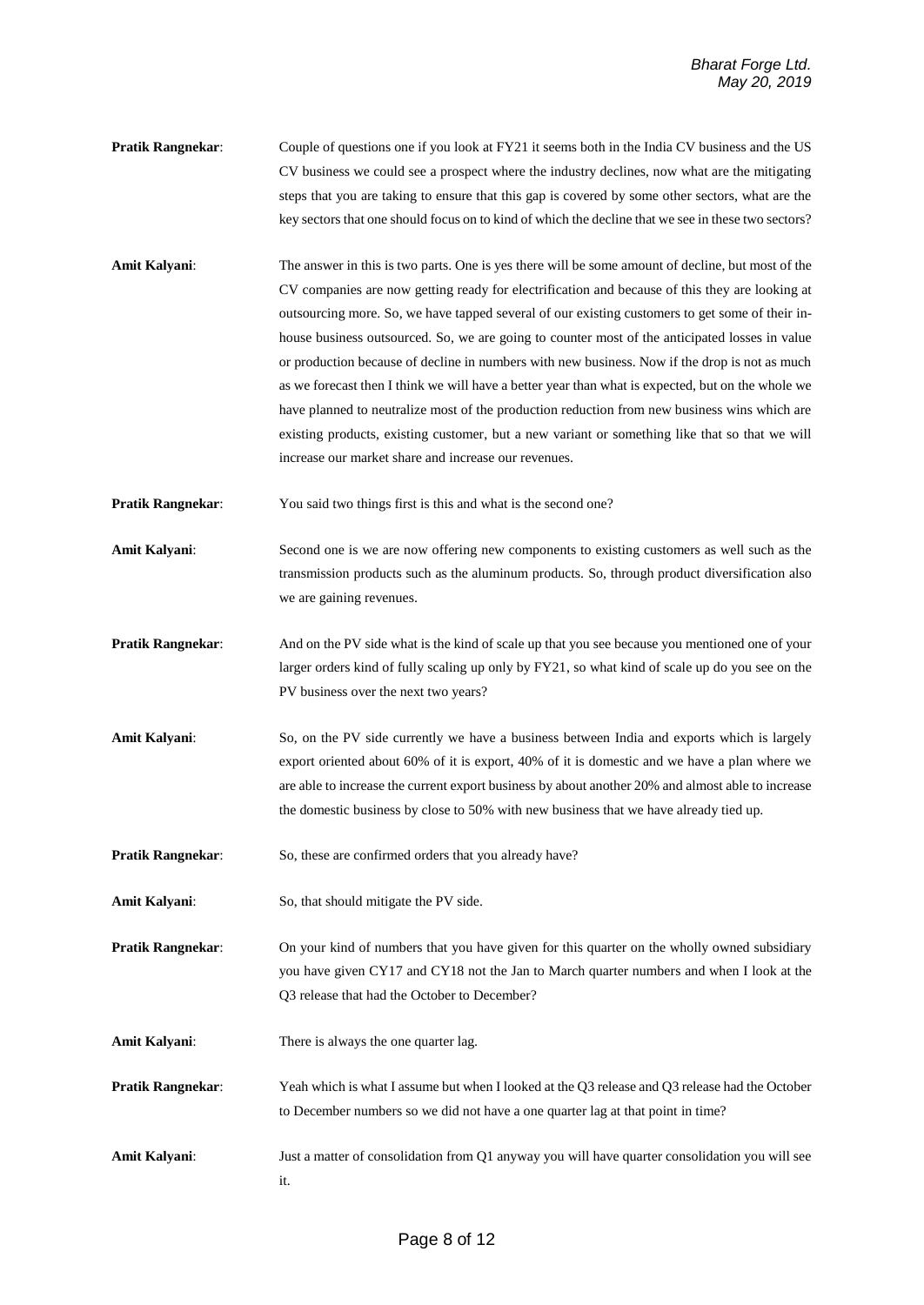**Pratik Rangnekar**: Couple of questions one if you look at FY21 it seems both in the India CV business and the US CV business we could see a prospect where the industry declines, now what are the mitigating steps that you are taking to ensure that this gap is covered by some other sectors, what are the key sectors that one should focus on to kind of which the decline that we see in these two sectors?

**Amit Kalyani**: The answer in this is two parts. One is yes there will be some amount of decline, but most of the CV companies are now getting ready for electrification and because of this they are looking at outsourcing more. So, we have tapped several of our existing customers to get some of their in-house business outsourced. So, we are going to counter most of the anticipated losses in value or production because of decline in numbers with new business. Now if the drop is not as much as we forecast then I think we will have a better year than what is expected, but on the whole we have planned to neutralize most of the production reduction from new business wins which are existing products, existing customer, but a new variant or something like that so that we will increase our market share and increase our revenues.

**Pratik Rangnekar**: You said two things first is this and what is the second one?

**Amit Kalyani**: Second one is we are now offering new components to existing customers as well such as the transmission products such as the aluminum products. So, through product diversification also we are gaining revenues.

**Pratik Rangnekar**: And on the PV side what is the kind of scale up that you see because you mentioned one of your larger orders kind of fully scaling up only by FY21, so what kind of scale up do you see on the PV business over the next two years?

**Amit Kalyani**: So, on the PV side currently we have a business between India and exports which is largely export oriented about 60% of it is export, 40% of it is domestic and we have a plan where we are able to increase the current export business by about another 20% and almost able to increase the domestic business by close to 50% with new business that we have already tied up.

**Pratik Rangnekar**: So, these are confirmed orders that you already have?

**Amit Kalyani**: So, that should mitigate the PV side.

**Pratik Rangnekar**: On your kind of numbers that you have given for this quarter on the wholly owned subsidiary you have given CY17 and CY18 not the Jan to March quarter numbers and when I look at the Q3 release that had the October to December?

**Amit Kalyani**: There is always the one quarter lag.

**Pratik Rangnekar**: Yeah which is what I assume but when I looked at the Q3 release and Q3 release had the October to December numbers so we did not have a one quarter lag at that point in time?

**Amit Kalyani**: Just a matter of consolidation from Q1 anyway you will have quarter consolidation you will see it.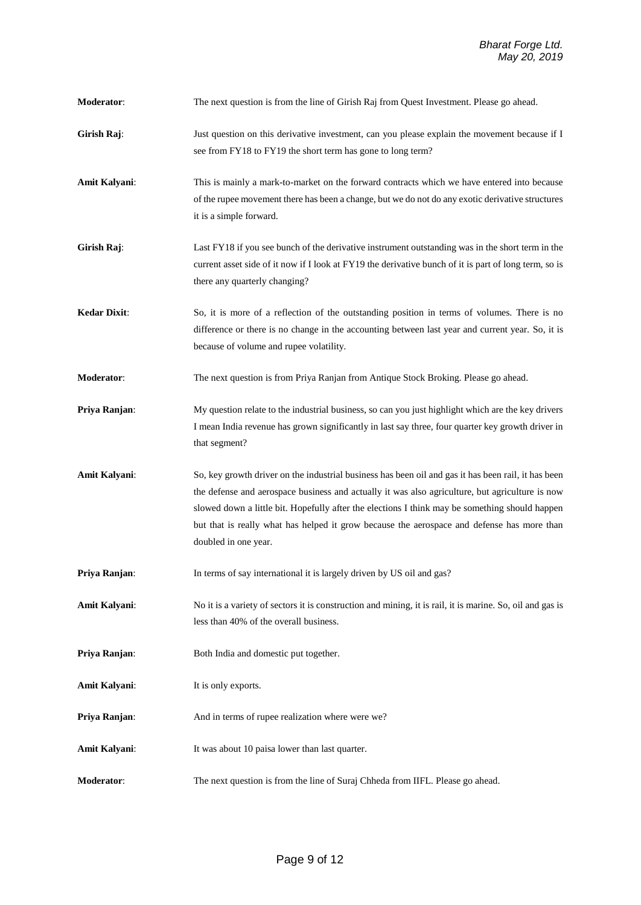**Moderator**: The next question is from the line of Girish Raj from Quest Investment. Please go ahead.

**Girish Raj**: Just question on this derivative investment, can you please explain the movement because if I see from FY18 to FY19 the short term has gone to long term?

**Amit Kalyani**: This is mainly a mark-to-market on the forward contracts which we have entered into because of the rupee movement there has been a change, but we do not do any exotic derivative structures it is a simple forward.

**Girish Raj**: Last FY18 if you see bunch of the derivative instrument outstanding was in the short term in the current asset side of it now if I look at FY19 the derivative bunch of it is part of long term, so is there any quarterly changing?

**Kedar Dixit**: So, it is more of a reflection of the outstanding position in terms of volumes. There is no difference or there is no change in the accounting between last year and current year. So, it is because of volume and rupee volatility.

**Moderator**: The next question is from Priya Ranjan from Antique Stock Broking. Please go ahead.

**Priya Ranjan**: My question relate to the industrial business, so can you just highlight which are the key drivers I mean India revenue has grown significantly in last say three, four quarter key growth driver in that segment?

**Amit Kalyani**: So, key growth driver on the industrial business has been oil and gas it has been rail, it has been the defense and aerospace business and actually it was also agriculture, but agriculture is now slowed down a little bit. Hopefully after the elections I think may be something should happen but that is really what has helped it grow because the aerospace and defense has more than doubled in one year.

**Priya Ranjan**: In terms of say international it is largely driven by US oil and gas?

**Amit Kalyani**: No it is a variety of sectors it is construction and mining, it is rail, it is marine. So, oil and gas is less than 40% of the overall business.

**Priya Ranjan**: Both India and domestic put together.

**Amit Kalyani**: It is only exports.

**Priya Ranjan**: And in terms of rupee realization where were we?

**Amit Kalyani**: It was about 10 paisa lower than last quarter.

**Moderator**: The next question is from the line of Suraj Chheda from IIFL. Please go ahead.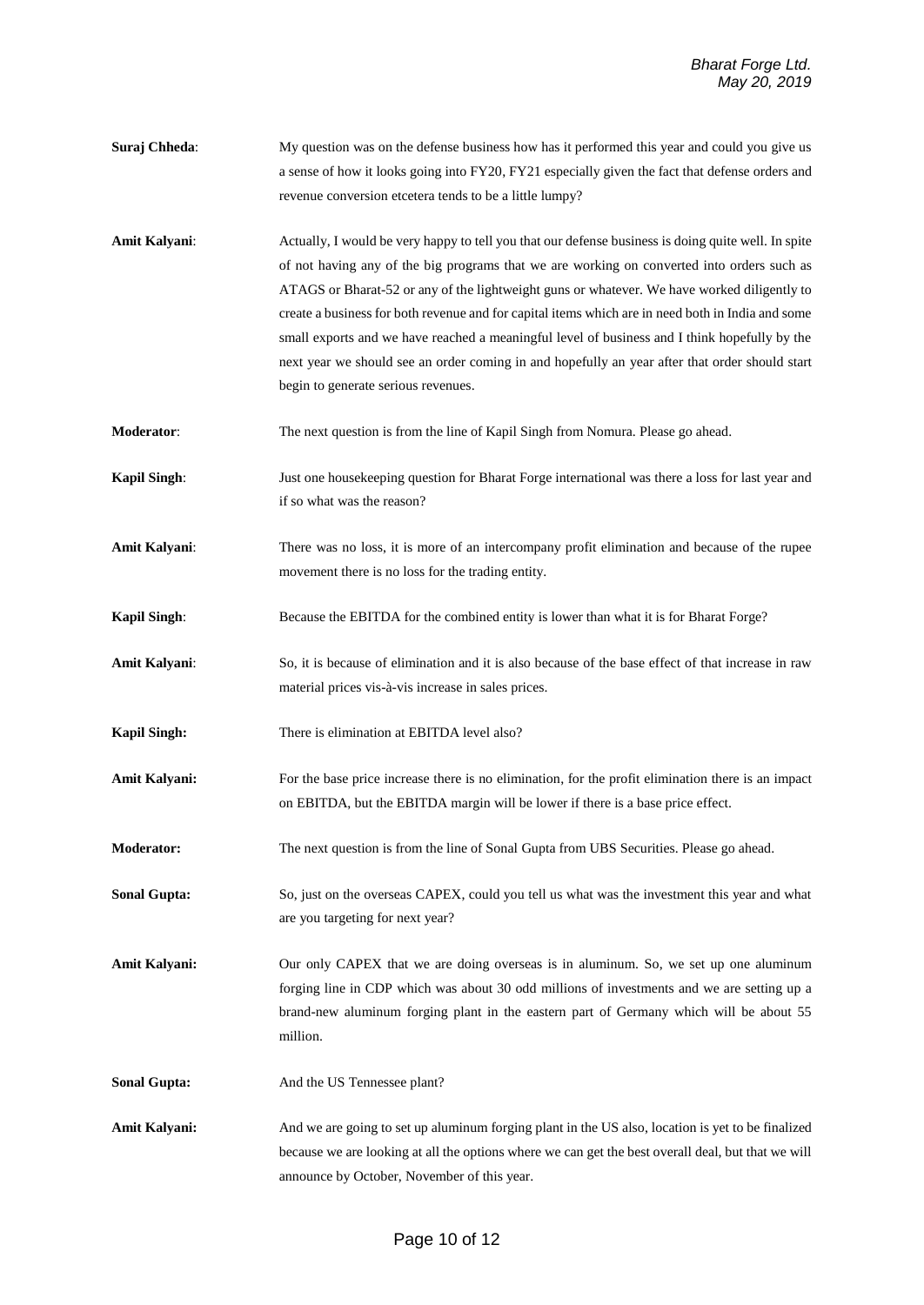**Suraj Chheda**: My question was on the defense business how has it performed this year and could you give us a sense of how it looks going into FY20, FY21 especially given the fact that defense orders and revenue conversion etcetera tends to be a little lumpy?

**Amit Kalyani**: Actually, I would be very happy to tell you that our defense business is doing quite well. In spite of not having any of the big programs that we are working on converted into orders such as ATAGS or Bharat-52 or any of the lightweight guns or whatever. We have worked diligently to create a business for both revenue and for capital items which are in need both in India and some small exports and we have reached a meaningful level of business and I think hopefully by the next year we should see an order coming in and hopefully an year after that order should start begin to generate serious revenues.

**Moderator**: The next question is from the line of Kapil Singh from Nomura. Please go ahead.

**Kapil Singh**: Just one housekeeping question for Bharat Forge international was there a loss for last year and if so what was the reason?

**Amit Kalyani**: There was no loss, it is more of an intercompany profit elimination and because of the rupee movement there is no loss for the trading entity.

**Kapil Singh**: Because the EBITDA for the combined entity is lower than what it is for Bharat Forge?

**Amit Kalyani**: So, it is because of elimination and it is also because of the base effect of that increase in raw material prices vis-à-vis increase in sales prices.

**Kapil Singh:** There is elimination at EBITDA level also?

**Amit Kalyani:** For the base price increase there is no elimination, for the profit elimination there is an impact on EBITDA, but the EBITDA margin will be lower if there is a base price effect.

**Moderator:** The next question is from the line of Sonal Gupta from UBS Securities. Please go ahead.

**Sonal Gupta:** So, just on the overseas CAPEX, could you tell us what was the investment this year and what are you targeting for next year?

**Amit Kalyani:** Our only CAPEX that we are doing overseas is in aluminum. So, we set up one aluminum forging line in CDP which was about 30 odd millions of investments and we are setting up a brand-new aluminum forging plant in the eastern part of Germany which will be about 55 million.

**Sonal Gupta:** And the US Tennessee plant?

**Amit Kalyani:** And we are going to set up aluminum forging plant in the US also, location is yet to be finalized because we are looking at all the options where we can get the best overall deal, but that we will announce by October, November of this year.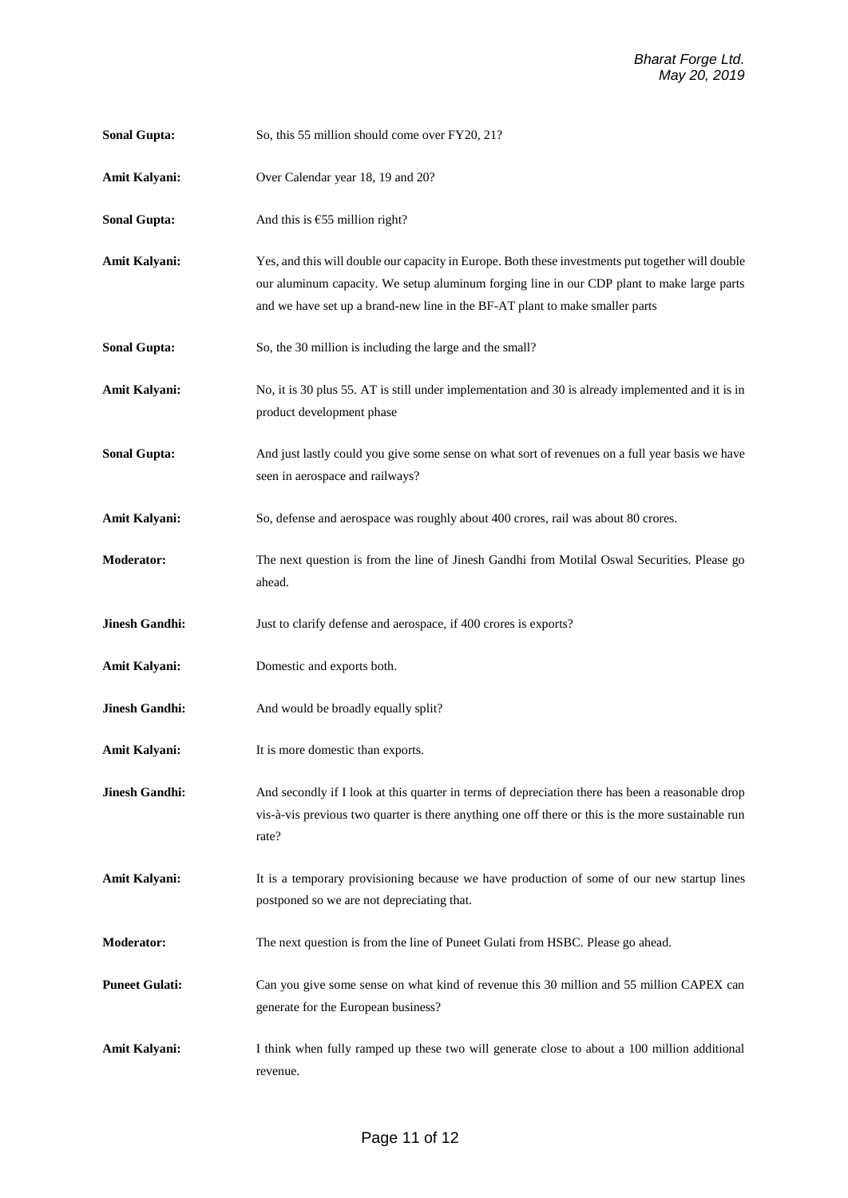**Sonal Gupta:** So, this 55 million should come over FY20, 21?

**Amit Kalyani:** Over Calendar year 18, 19 and 20?

**Sonal Gupta:** And this is €55 million right?

**Amit Kalyani:** Yes, and this will double our capacity in Europe. Both these investments put together will double our aluminum capacity. We setup aluminum forging line in our CDP plant to make large parts and we have set up a brand-new line in the BF-AT plant to make smaller parts

**Sonal Gupta:** So, the 30 million is including the large and the small?

**Amit Kalyani:** No, it is 30 plus 55. AT is still under implementation and 30 is already implemented and it is in product development phase

**Sonal Gupta:** And just lastly could you give some sense on what sort of revenues on a full year basis we have seen in aerospace and railways?

**Amit Kalyani:** So, defense and aerospace was roughly about 400 crores, rail was about 80 crores.

**Moderator:** The next question is from the line of Jinesh Gandhi from Motilal Oswal Securities. Please go ahead.

**Jinesh Gandhi:** Just to clarify defense and aerospace, if 400 crores is exports?

**Amit Kalyani:** Domestic and exports both.

**Jinesh Gandhi:** And would be broadly equally split?

**Amit Kalyani:** It is more domestic than exports.

**Jinesh Gandhi:** And secondly if I look at this quarter in terms of depreciation there has been a reasonable drop vis-à-vis previous two quarter is there anything one off there or this is the more sustainable run rate?

**Amit Kalyani:** It is a temporary provisioning because we have production of some of our new startup lines postponed so we are not depreciating that.

**Moderator:** The next question is from the line of Puneet Gulati from HSBC. Please go ahead.

**Puneet Gulati:** Can you give some sense on what kind of revenue this 30 million and 55 million CAPEX can generate for the European business?

**Amit Kalyani:** I think when fully ramped up these two will generate close to about a 100 million additional revenue.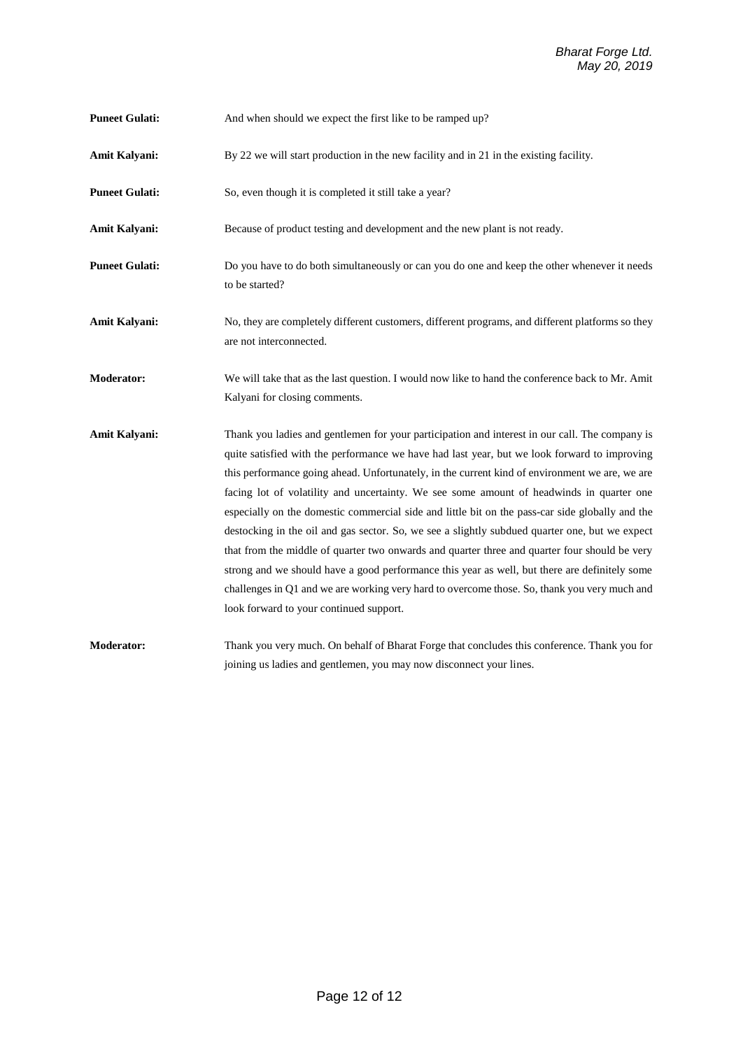**Puneet Gulati:** And when should we expect the first like to be ramped up?

**Amit Kalyani:** By 22 we will start production in the new facility and in 21 in the existing facility.

**Puneet Gulati:** So, even though it is completed it still take a year?

**Amit Kalyani:** Because of product testing and development and the new plant is not ready.

**Puneet Gulati:** Do you have to do both simultaneously or can you do one and keep the other whenever it needs to be started?

**Amit Kalyani:** No, they are completely different customers, different programs, and different platforms so they are not interconnected.

**Moderator:** We will take that as the last question. I would now like to hand the conference back to Mr. Amit Kalyani for closing comments.

**Amit Kalyani:** Thank you ladies and gentlemen for your participation and interest in our call. The company is quite satisfied with the performance we have had last year, but we look forward to improving this performance going ahead. Unfortunately, in the current kind of environment we are, we are facing lot of volatility and uncertainty. We see some amount of headwinds in quarter one especially on the domestic commercial side and little bit on the pass-car side globally and the destocking in the oil and gas sector. So, we see a slightly subdued quarter one, but we expect that from the middle of quarter two onwards and quarter three and quarter four should be very strong and we should have a good performance this year as well, but there are definitely some challenges in Q1 and we are working very hard to overcome those. So, thank you very much and look forward to your continued support.

**Moderator:** Thank you very much. On behalf of Bharat Forge that concludes this conference. Thank you for joining us ladies and gentlemen, you may now disconnect your lines.